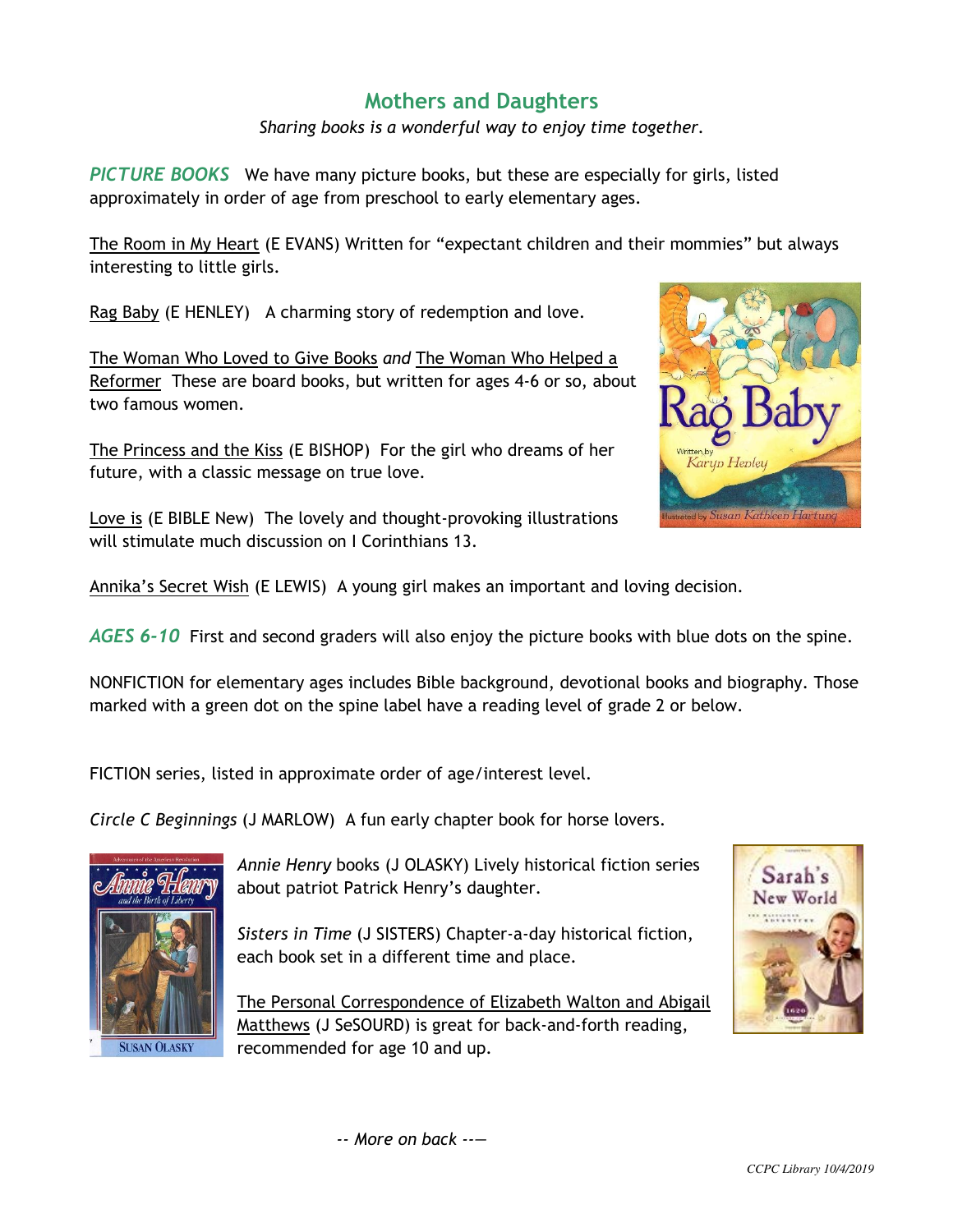## Mothers and Daughters

*Sharing books is a wonderful way to enjoy time together.*

***PICTURE BOOKS*** We have many picture books, but these are especially for girls, listed approximately in order of age from preschool to early elementary ages.

The Room in My Heart (E EVANS) Written for "expectant children and their mommies" but always interesting to little girls.

Rag Baby (E HENLEY) A charming story of redemption and love.

The Woman Who Loved to Give Books *and* The Woman Who Helped a Reformer These are board books, but written for ages 4-6 or so, about two famous women.

The Princess and the Kiss (E BISHOP) For the girl who dreams of her future, with a classic message on true love.

Love is (E BIBLE New) The lovely and thought-provoking illustrations will stimulate much discussion on I Corinthians 13.

Annika's Secret Wish (E LEWIS) A young girl makes an important and loving decision.

***AGES 6-10*** First and second graders will also enjoy the picture books with blue dots on the spine.

NONFICTION for elementary ages includes Bible background, devotional books and biography. Those marked with a green dot on the spine label have a reading level of grade 2 or below.

FICTION series, listed in approximate order of age/interest level.

*Circle C Beginnings* (J MARLOW) A fun early chapter book for horse lovers.

*Annie Henry* books (J OLASKY) Lively historical fiction series about patriot Patrick Henry's daughter.

*Sisters in Time* (J SISTERS) Chapter-a-day historical fiction, each book set in a different time and place.

The Personal Correspondence of Elizabeth Walton and Abigail Matthews (J SeSOURD) is great for back-and-forth reading, recommended for age 10 and up.

*-- More on back --*

CCPC Library 10/4/2019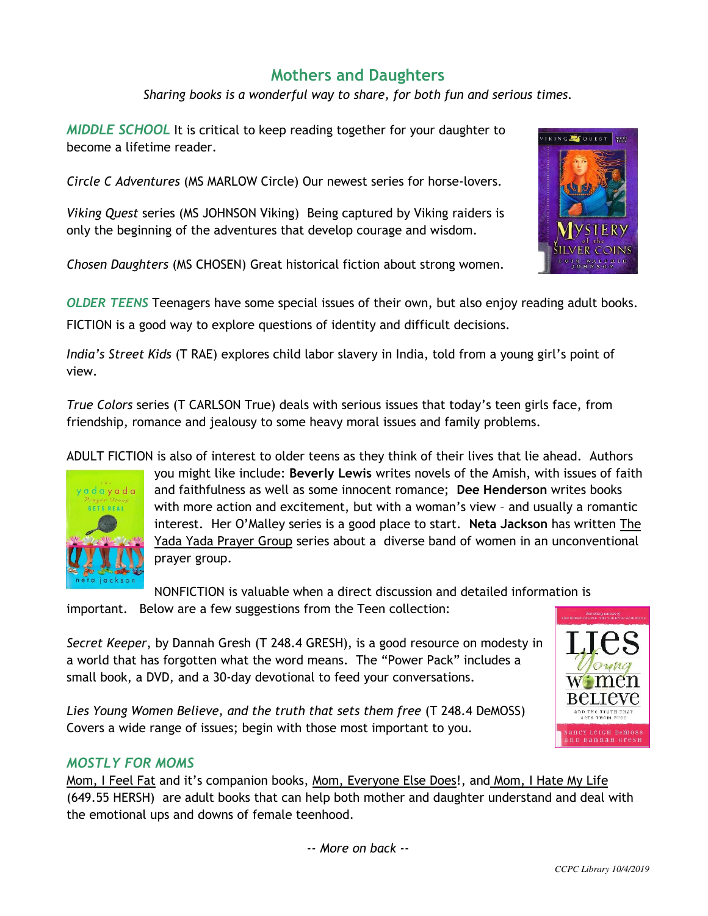## Mothers and Daughters

*Sharing books is a wonderful way to share, for both fun and serious times.*

*MIDDLE SCHOOL* It is critical to keep reading together for your daughter to become a lifetime reader.

*Circle C Adventures* (MS MARLOW Circle) Our newest series for horse-lovers.

*Viking Quest* series (MS JOHNSON Viking) Being captured by Viking raiders is only the beginning of the adventures that develop courage and wisdom.

*Chosen Daughters* (MS CHOSEN) Great historical fiction about strong women.

*OLDER TEENS* Teenagers have some special issues of their own, but also enjoy reading adult books. FICTION is a good way to explore questions of identity and difficult decisions.

*India's Street Kids* (T RAE) explores child labor slavery in India, told from a young girl's point of view.

*True Colors* series (T CARLSON True) deals with serious issues that today's teen girls face, from friendship, romance and jealousy to some heavy moral issues and family problems.

ADULT FICTION is also of interest to older teens as they think of their lives that lie ahead. Authors you might like include: **Beverly Lewis** writes novels of the Amish, with issues of faith and faithfulness as well as some innocent romance; **Dee Henderson** writes books with more action and excitement, but with a woman's view – and usually a romantic interest. Her O'Malley series is a good place to start. **Neta Jackson** has written The Yada Yada Prayer Group series about a diverse band of women in an unconventional prayer group.

NONFICTION is valuable when a direct discussion and detailed information is important. Below are a few suggestions from the Teen collection:

*Secret Keeper*, by Dannah Gresh (T 248.4 GRESH), is a good resource on modesty in a world that has forgotten what the word means. The "Power Pack" includes a small book, a DVD, and a 30-day devotional to feed your conversations.

*Lies Young Women Believe, and the truth that sets them free* (T 248.4 DeMOSS) Covers a wide range of issues; begin with those most important to you.

*MOSTLY FOR MOMS*

Mom, I Feel Fat and it's companion books, Mom, Everyone Else Does!, and Mom, I Hate My Life (649.55 HERSH) are adult books that can help both mother and daughter understand and deal with the emotional ups and downs of female teenhood.

*-- More on back --*